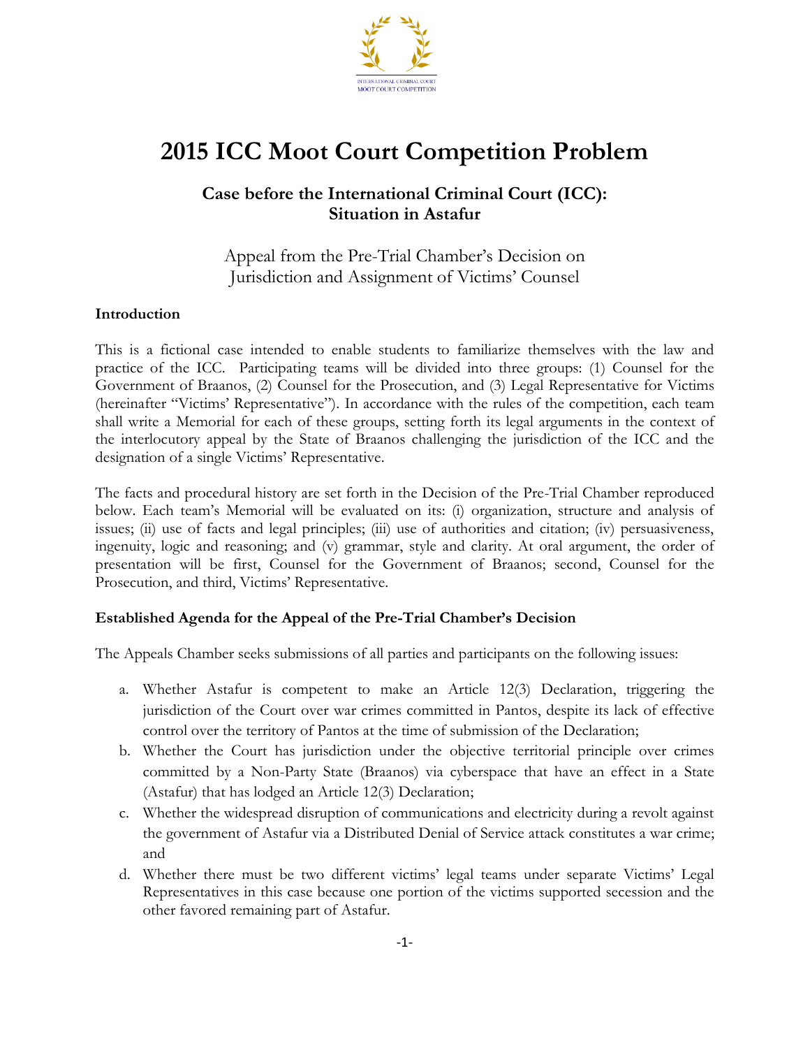# 2015 ICC Moot Court Competition Problem

## Case before the International Criminal Court (ICC): Situation in Astafur

### Appeal from the Pre-Trial Chamber's Decision on Jurisdiction and Assignment of Victims' Counsel

**Introduction**

This is a fictional case intended to enable students to familiarize themselves with the law and practice of the ICC. Participating teams will be divided into three groups: (1) Counsel for the Government of Braanos, (2) Counsel for the Prosecution, and (3) Legal Representative for Victims (hereinafter "Victims' Representative"). In accordance with the rules of the competition, each team shall write a Memorial for each of these groups, setting forth its legal arguments in the context of the interlocutory appeal by the State of Braanos challenging the jurisdiction of the ICC and the designation of a single Victims' Representative.

The facts and procedural history are set forth in the Decision of the Pre-Trial Chamber reproduced below. Each team's Memorial will be evaluated on its: (i) organization, structure and analysis of issues; (ii) use of facts and legal principles; (iii) use of authorities and citation; (iv) persuasiveness, ingenuity, logic and reasoning; and (v) grammar, style and clarity. At oral argument, the order of presentation will be first, Counsel for the Government of Braanos; second, Counsel for the Prosecution, and third, Victims' Representative.

**Established Agenda for the Appeal of the Pre-Trial Chamber's Decision**

The Appeals Chamber seeks submissions of all parties and participants on the following issues:

a. Whether Astafur is competent to make an Article 12(3) Declaration, triggering the jurisdiction of the Court over war crimes committed in Pantos, despite its lack of effective control over the territory of Pantos at the time of submission of the Declaration;

b. Whether the Court has jurisdiction under the objective territorial principle over crimes committed by a Non-Party State (Braanos) via cyberspace that have an effect in a State (Astafur) that has lodged an Article 12(3) Declaration;

c. Whether the widespread disruption of communications and electricity during a revolt against the government of Astafur via a Distributed Denial of Service attack constitutes a war crime; and

d. Whether there must be two different victims' legal teams under separate Victims' Legal Representatives in this case because one portion of the victims supported secession and the other favored remaining part of Astafur.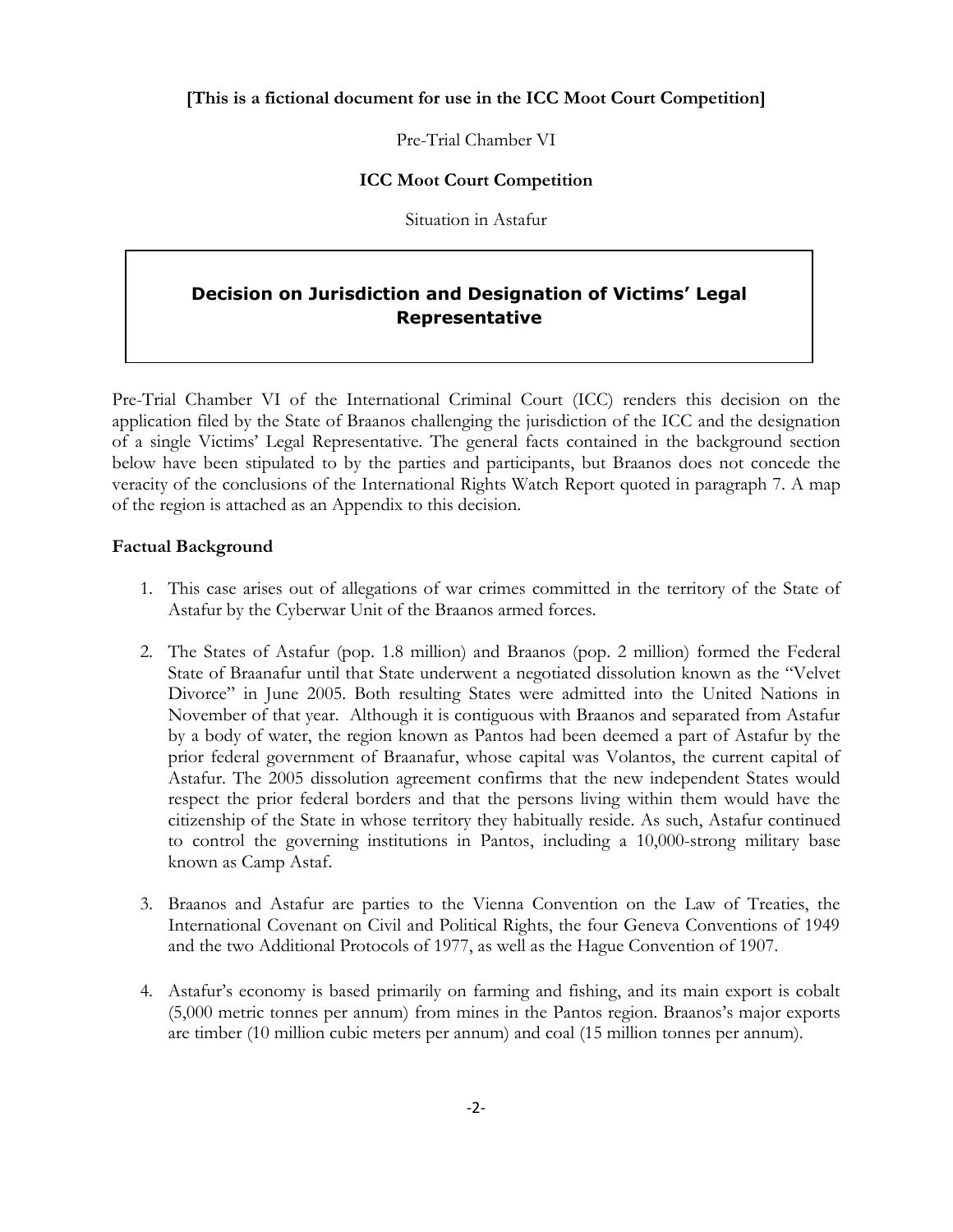**[This is a fictional document for use in the ICC Moot Court Competition]**

Pre-Trial Chamber VI

**ICC Moot Court Competition**

Situation in Astafur

## Decision on Jurisdiction and Designation of Victims' Legal Representative

Pre-Trial Chamber VI of the International Criminal Court (ICC) renders this decision on the application filed by the State of Braanos challenging the jurisdiction of the ICC and the designation of a single Victims' Legal Representative. The general facts contained in the background section below have been stipulated to by the parties and participants, but Braanos does not concede the veracity of the conclusions of the International Rights Watch Report quoted in paragraph 7. A map of the region is attached as an Appendix to this decision.

### Factual Background

1. This case arises out of allegations of war crimes committed in the territory of the State of Astafur by the Cyberwar Unit of the Braanos armed forces.

2. The States of Astafur (pop. 1.8 million) and Braanos (pop. 2 million) formed the Federal State of Braanafur until that State underwent a negotiated dissolution known as the "Velvet Divorce" in June 2005. Both resulting States were admitted into the United Nations in November of that year. Although it is contiguous with Braanos and separated from Astafur by a body of water, the region known as Pantos had been deemed a part of Astafur by the prior federal government of Braanafur, whose capital was Volantos, the current capital of Astafur. The 2005 dissolution agreement confirms that the new independent States would respect the prior federal borders and that the persons living within them would have the citizenship of the State in whose territory they habitually reside. As such, Astafur continued to control the governing institutions in Pantos, including a 10,000-strong military base known as Camp Astaf.

3. Braanos and Astafur are parties to the Vienna Convention on the Law of Treaties, the International Covenant on Civil and Political Rights, the four Geneva Conventions of 1949 and the two Additional Protocols of 1977, as well as the Hague Convention of 1907.

4. Astafur's economy is based primarily on farming and fishing, and its main export is cobalt (5,000 metric tonnes per annum) from mines in the Pantos region. Braanos's major exports are timber (10 million cubic meters per annum) and coal (15 million tonnes per annum).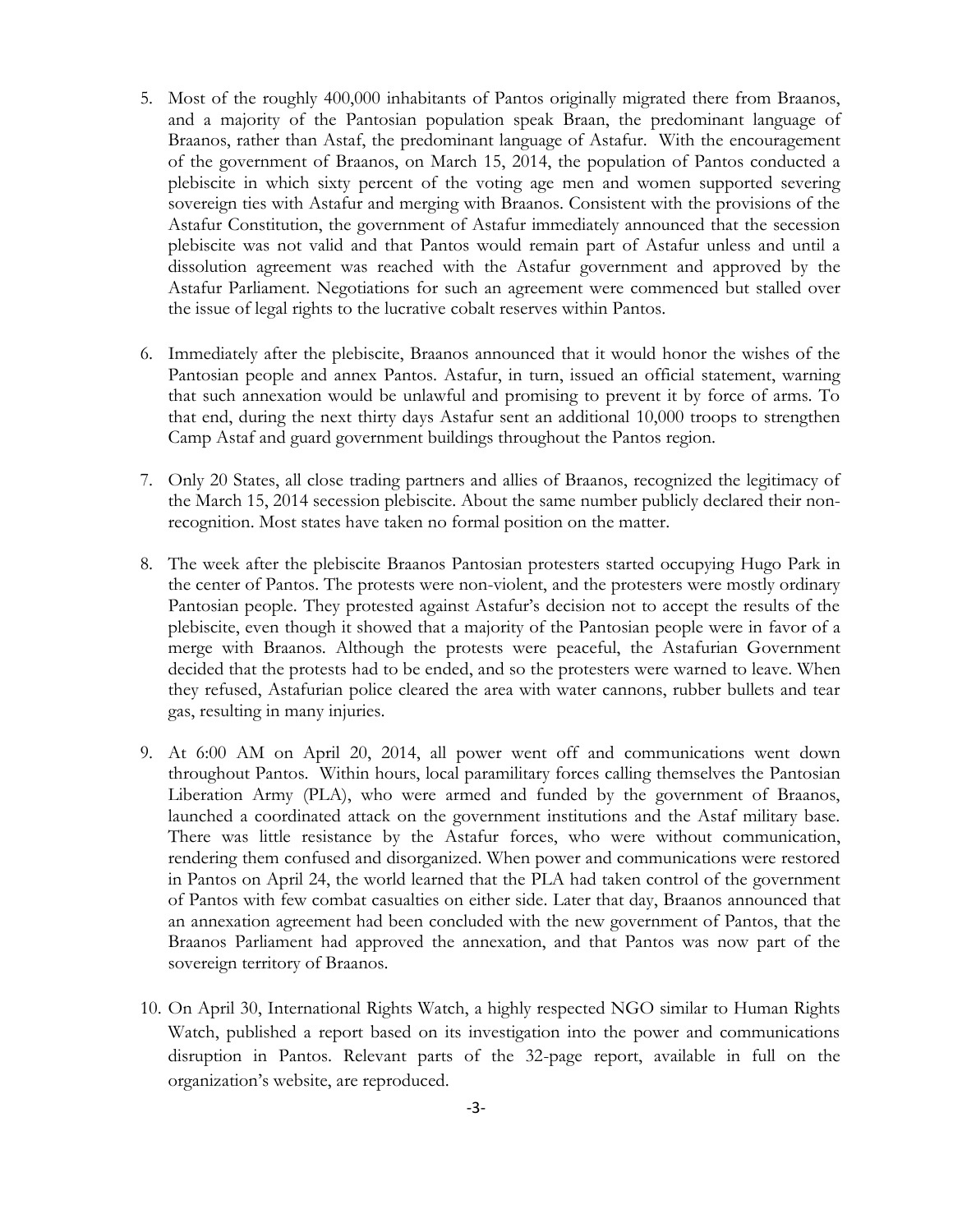5. Most of the roughly 400,000 inhabitants of Pantos originally migrated there from Braanos, and a majority of the Pantosian population speak Braan, the predominant language of Braanos, rather than Astaf, the predominant language of Astafur. With the encouragement of the government of Braanos, on March 15, 2014, the population of Pantos conducted a plebiscite in which sixty percent of the voting age men and women supported severing sovereign ties with Astafur and merging with Braanos. Consistent with the provisions of the Astafur Constitution, the government of Astafur immediately announced that the secession plebiscite was not valid and that Pantos would remain part of Astafur unless and until a dissolution agreement was reached with the Astafur government and approved by the Astafur Parliament. Negotiations for such an agreement were commenced but stalled over the issue of legal rights to the lucrative cobalt reserves within Pantos.

6. Immediately after the plebiscite, Braanos announced that it would honor the wishes of the Pantosian people and annex Pantos. Astafur, in turn, issued an official statement, warning that such annexation would be unlawful and promising to prevent it by force of arms. To that end, during the next thirty days Astafur sent an additional 10,000 troops to strengthen Camp Astaf and guard government buildings throughout the Pantos region.

7. Only 20 States, all close trading partners and allies of Braanos, recognized the legitimacy of the March 15, 2014 secession plebiscite. About the same number publicly declared their non-recognition. Most states have taken no formal position on the matter.

8. The week after the plebiscite Braanos Pantosian protesters started occupying Hugo Park in the center of Pantos. The protests were non-violent, and the protesters were mostly ordinary Pantosian people. They protested against Astafur's decision not to accept the results of the plebiscite, even though it showed that a majority of the Pantosian people were in favor of a merge with Braanos. Although the protests were peaceful, the Astafurian Government decided that the protests had to be ended, and so the protesters were warned to leave. When they refused, Astafurian police cleared the area with water cannons, rubber bullets and tear gas, resulting in many injuries.

9. At 6:00 AM on April 20, 2014, all power went off and communications went down throughout Pantos. Within hours, local paramilitary forces calling themselves the Pantosian Liberation Army (PLA), who were armed and funded by the government of Braanos, launched a coordinated attack on the government institutions and the Astaf military base. There was little resistance by the Astafur forces, who were without communication, rendering them confused and disorganized. When power and communications were restored in Pantos on April 24, the world learned that the PLA had taken control of the government of Pantos with few combat casualties on either side. Later that day, Braanos announced that an annexation agreement had been concluded with the new government of Pantos, that the Braanos Parliament had approved the annexation, and that Pantos was now part of the sovereign territory of Braanos.

10. On April 30, International Rights Watch, a highly respected NGO similar to Human Rights Watch, published a report based on its investigation into the power and communications disruption in Pantos. Relevant parts of the 32-page report, available in full on the organization's website, are reproduced.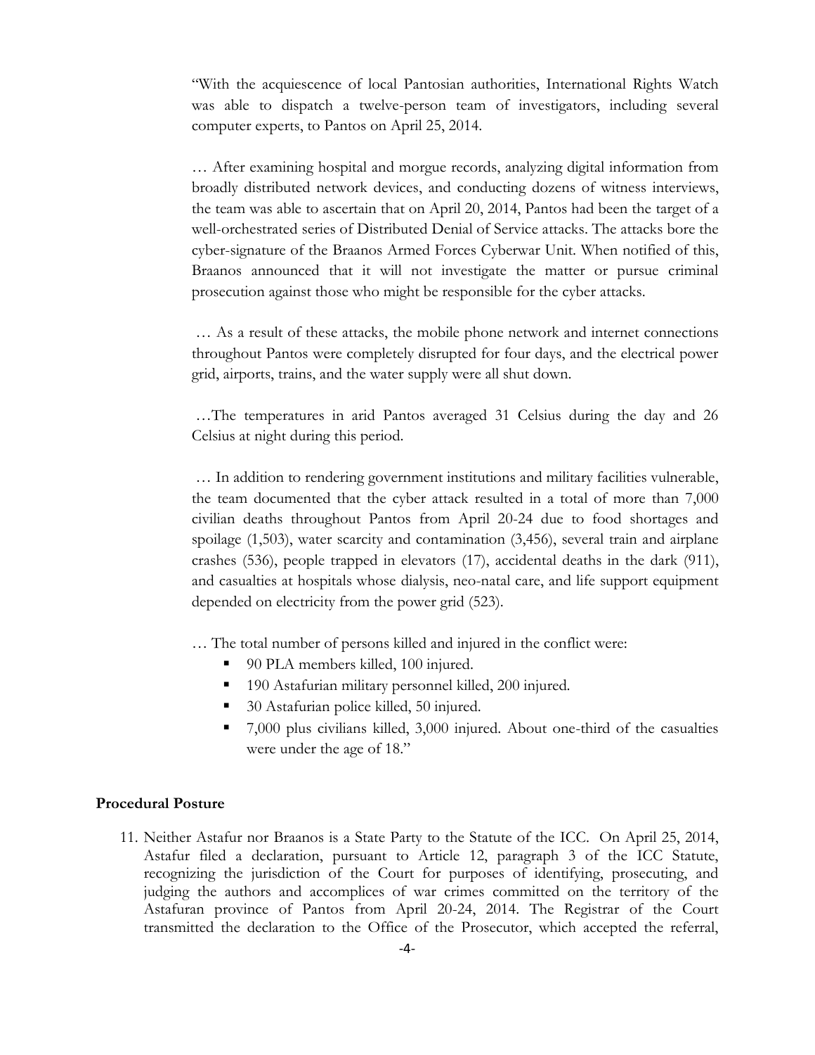"With the acquiescence of local Pantosian authorities, International Rights Watch was able to dispatch a twelve-person team of investigators, including several computer experts, to Pantos on April 25, 2014.

… After examining hospital and morgue records, analyzing digital information from broadly distributed network devices, and conducting dozens of witness interviews, the team was able to ascertain that on April 20, 2014, Pantos had been the target of a well-orchestrated series of Distributed Denial of Service attacks. The attacks bore the cyber-signature of the Braanos Armed Forces Cyberwar Unit. When notified of this, Braanos announced that it will not investigate the matter or pursue criminal prosecution against those who might be responsible for the cyber attacks.

… As a result of these attacks, the mobile phone network and internet connections throughout Pantos were completely disrupted for four days, and the electrical power grid, airports, trains, and the water supply were all shut down.

…The temperatures in arid Pantos averaged 31 Celsius during the day and 26 Celsius at night during this period.

… In addition to rendering government institutions and military facilities vulnerable, the team documented that the cyber attack resulted in a total of more than 7,000 civilian deaths throughout Pantos from April 20-24 due to food shortages and spoilage (1,503), water scarcity and contamination (3,456), several train and airplane crashes (536), people trapped in elevators (17), accidental deaths in the dark (911), and casualties at hospitals whose dialysis, neo-natal care, and life support equipment depended on electricity from the power grid (523).

… The total number of persons killed and injured in the conflict were:

- 90 PLA members killed, 100 injured.
- 190 Astafurian military personnel killed, 200 injured.
- 30 Astafurian police killed, 50 injured.
- 7,000 plus civilians killed, 3,000 injured. About one-third of the casualties were under the age of 18."

**Procedural Posture**

11. Neither Astafur nor Braanos is a State Party to the Statute of the ICC. On April 25, 2014, Astafur filed a declaration, pursuant to Article 12, paragraph 3 of the ICC Statute, recognizing the jurisdiction of the Court for purposes of identifying, prosecuting, and judging the authors and accomplices of war crimes committed on the territory of the Astafuran province of Pantos from April 20-24, 2014. The Registrar of the Court transmitted the declaration to the Office of the Prosecutor, which accepted the referral,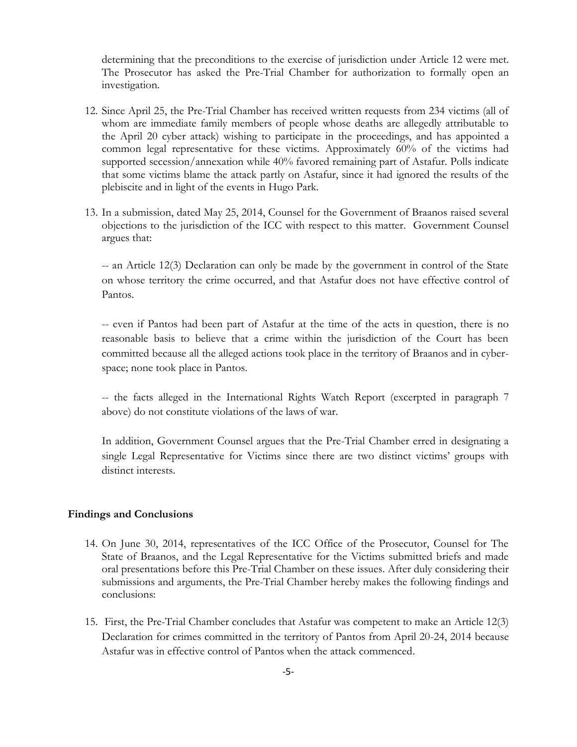determining that the preconditions to the exercise of jurisdiction under Article 12 were met. The Prosecutor has asked the Pre-Trial Chamber for authorization to formally open an investigation.

12. Since April 25, the Pre-Trial Chamber has received written requests from 234 victims (all of whom are immediate family members of people whose deaths are allegedly attributable to the April 20 cyber attack) wishing to participate in the proceedings, and has appointed a common legal representative for these victims. Approximately 60% of the victims had supported secession/annexation while 40% favored remaining part of Astafur. Polls indicate that some victims blame the attack partly on Astafur, since it had ignored the results of the plebiscite and in light of the events in Hugo Park.

13. In a submission, dated May 25, 2014, Counsel for the Government of Braanos raised several objections to the jurisdiction of the ICC with respect to this matter. Government Counsel argues that:

    -- an Article 12(3) Declaration can only be made by the government in control of the State on whose territory the crime occurred, and that Astafur does not have effective control of Pantos.

    -- even if Pantos had been part of Astafur at the time of the acts in question, there is no reasonable basis to believe that a crime within the jurisdiction of the Court has been committed because all the alleged actions took place in the territory of Braanos and in cyber-space; none took place in Pantos.

    -- the facts alleged in the International Rights Watch Report (excerpted in paragraph 7 above) do not constitute violations of the laws of war.

    In addition, Government Counsel argues that the Pre-Trial Chamber erred in designating a single Legal Representative for Victims since there are two distinct victims' groups with distinct interests.

**Findings and Conclusions**

14. On June 30, 2014, representatives of the ICC Office of the Prosecutor, Counsel for The State of Braanos, and the Legal Representative for the Victims submitted briefs and made oral presentations before this Pre-Trial Chamber on these issues. After duly considering their submissions and arguments, the Pre-Trial Chamber hereby makes the following findings and conclusions:

15. First, the Pre-Trial Chamber concludes that Astafur was competent to make an Article 12(3) Declaration for crimes committed in the territory of Pantos from April 20-24, 2014 because Astafur was in effective control of Pantos when the attack commenced.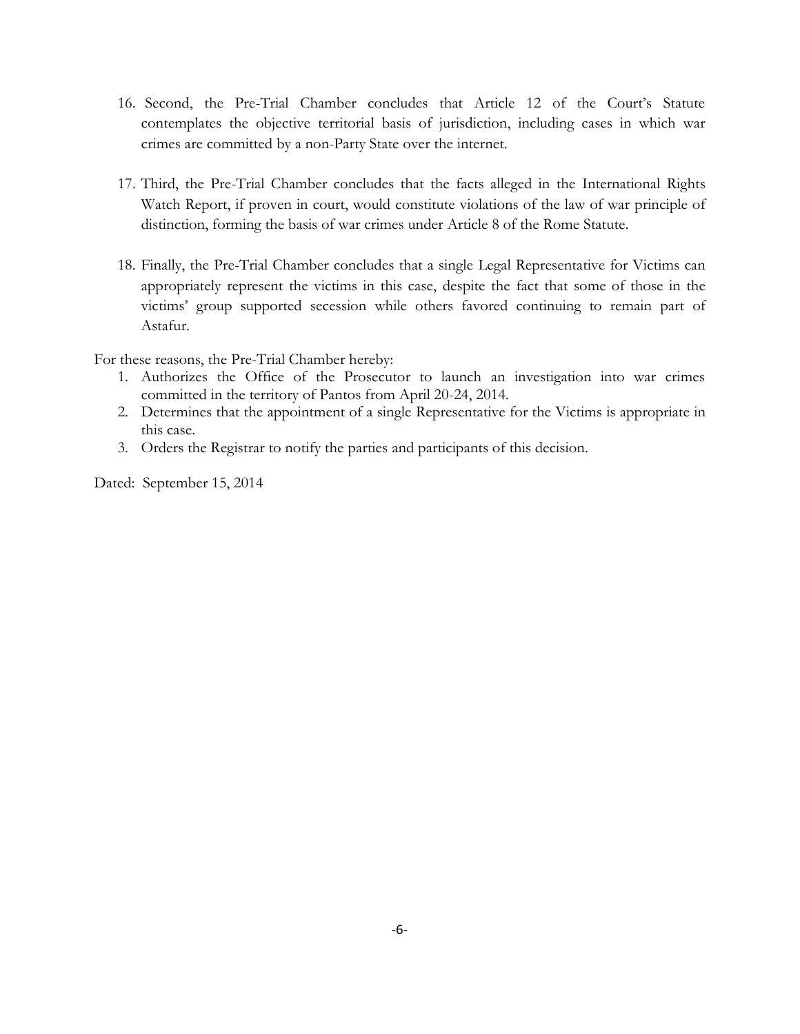16. Second, the Pre-Trial Chamber concludes that Article 12 of the Court's Statute contemplates the objective territorial basis of jurisdiction, including cases in which war crimes are committed by a non-Party State over the internet.

17. Third, the Pre-Trial Chamber concludes that the facts alleged in the International Rights Watch Report, if proven in court, would constitute violations of the law of war principle of distinction, forming the basis of war crimes under Article 8 of the Rome Statute.

18. Finally, the Pre-Trial Chamber concludes that a single Legal Representative for Victims can appropriately represent the victims in this case, despite the fact that some of those in the victims' group supported secession while others favored continuing to remain part of Astafur.

For these reasons, the Pre-Trial Chamber hereby:

1. Authorizes the Office of the Prosecutor to launch an investigation into war crimes committed in the territory of Pantos from April 20-24, 2014.
2. Determines that the appointment of a single Representative for the Victims is appropriate in this case.
3. Orders the Registrar to notify the parties and participants of this decision.

Dated: September 15, 2014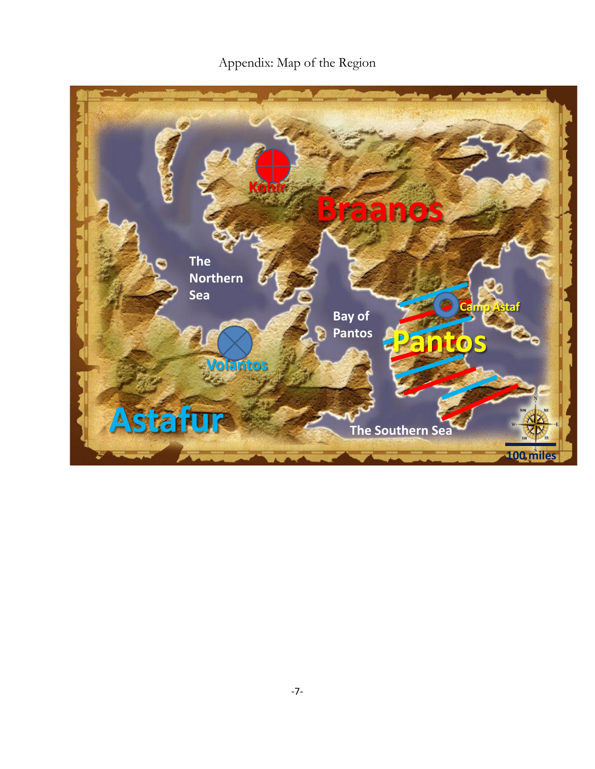Appendix: Map of the Region

Kohir

Braanos

The Northern Sea

Bay of Pantos

Camp Astaf

Pantos

Volantos

Astafur

The Southern Sea

100 miles